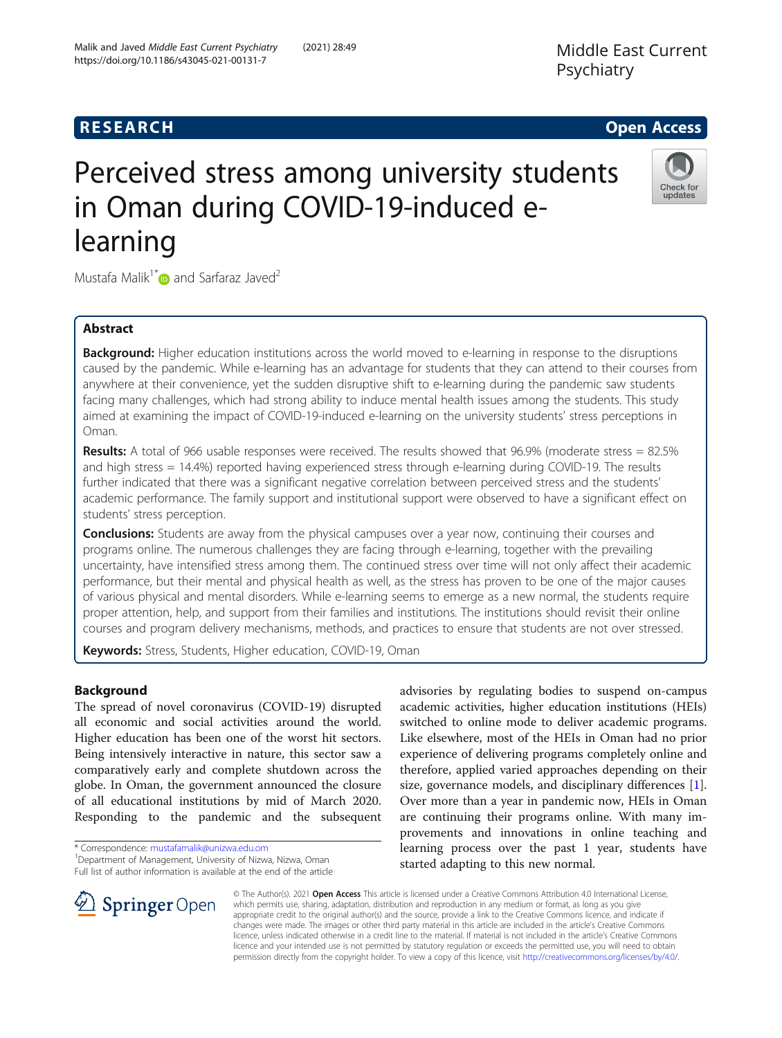RESEARCH Open Access

# Perceived stress among university students in Oman during COVID-19-induced e-learning

Mustafa Malik[1*] and Sarfaraz Javed[2]

## Abstract

**Background:** Higher education institutions across the world moved to e-learning in response to the disruptions caused by the pandemic. While e-learning has an advantage for students that they can attend to their courses from anywhere at their convenience, yet the sudden disruptive shift to e-learning during the pandemic saw students facing many challenges, which had strong ability to induce mental health issues among the students. This study aimed at examining the impact of COVID-19-induced e-learning on the university students' stress perceptions in Oman.

**Results:** A total of 966 usable responses were received. The results showed that 96.9% (moderate stress = 82.5% and high stress = 14.4%) reported having experienced stress through e-learning during COVID-19. The results further indicated that there was a significant negative correlation between perceived stress and the students' academic performance. The family support and institutional support were observed to have a significant effect on students' stress perception.

**Conclusions:** Students are away from the physical campuses over a year now, continuing their courses and programs online. The numerous challenges they are facing through e-learning, together with the prevailing uncertainty, have intensified stress among them. The continued stress over time will not only affect their academic performance, but their mental and physical health as well, as the stress has proven to be one of the major causes of various physical and mental disorders. While e-learning seems to emerge as a new normal, the students require proper attention, help, and support from their families and institutions. The institutions should revisit their online courses and program delivery mechanisms, methods, and practices to ensure that students are not over stressed.

**Keywords:** Stress, Students, Higher education, COVID-19, Oman

## Background

The spread of novel coronavirus (COVID-19) disrupted all economic and social activities around the world. Higher education has been one of the worst hit sectors. Being intensively interactive in nature, this sector saw a comparatively early and complete shutdown across the globe. In Oman, the government announced the closure of all educational institutions by mid of March 2020. Responding to the pandemic and the subsequent advisories by regulating bodies to suspend on-campus academic activities, higher education institutions (HEIs) switched to online mode to deliver academic programs. Like elsewhere, most of the HEIs in Oman had no prior experience of delivering programs completely online and therefore, applied varied approaches depending on their size, governance models, and disciplinary differences [1]. Over more than a year in pandemic now, HEIs in Oman are continuing their programs online. With many improvements and innovations in online teaching and learning process over the past 1 year, students have started adapting to this new normal.

\* Correspondence: mustafamalik@unizwa.edu.om
[1]Department of Management, University of Nizwa, Nizwa, Oman
Full list of author information is available at the end of the article

© The Author(s). 2021 **Open Access** This article is licensed under a Creative Commons Attribution 4.0 International License, which permits use, sharing, adaptation, distribution and reproduction in any medium or format, as long as you give appropriate credit to the original author(s) and the source, provide a link to the Creative Commons licence, and indicate if changes were made. The images or other third party material in this article are included in the article's Creative Commons licence, unless indicated otherwise in a credit line to the material. If material is not included in the article's Creative Commons licence and your intended use is not permitted by statutory regulation or exceeds the permitted use, you will need to obtain permission directly from the copyright holder. To view a copy of this licence, visit http://creativecommons.org/licenses/by/4.0/.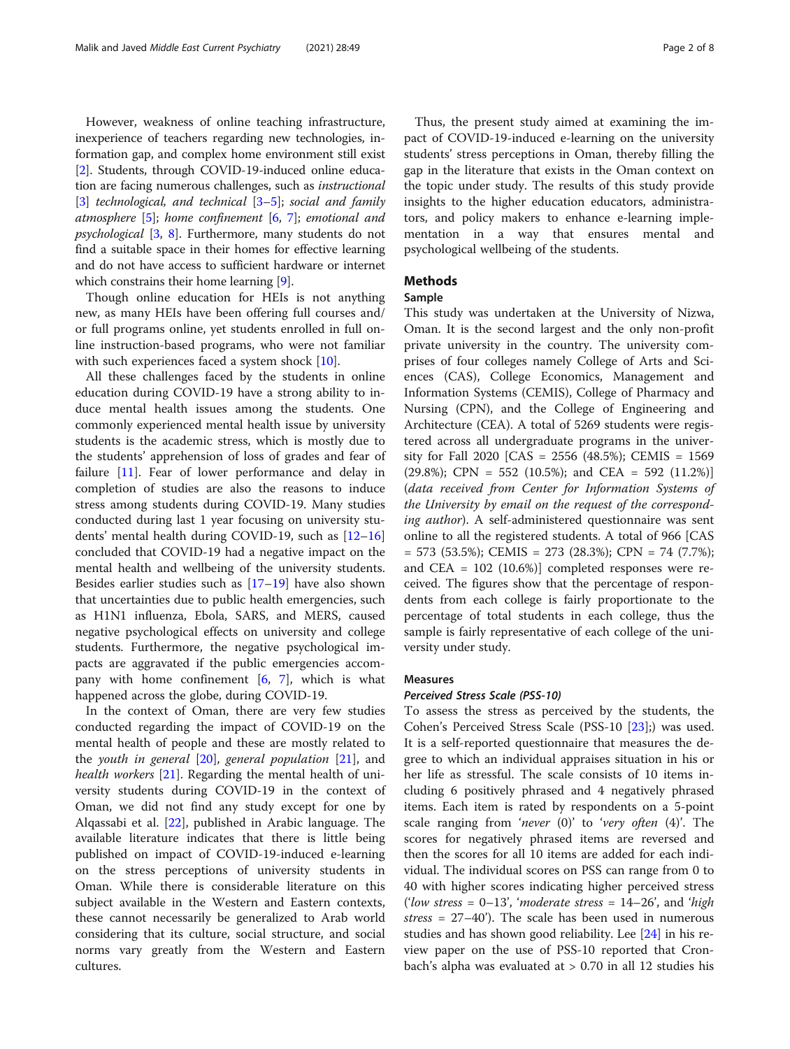However, weakness of online teaching infrastructure, inexperience of teachers regarding new technologies, information gap, and complex home environment still exist [2]. Students, through COVID-19-induced online education are facing numerous challenges, such as *instructional* [3] *technological, and technical* [3–5]; *social and family atmosphere* [5]; *home confinement* [6, 7]; *emotional and psychological* [3, 8]. Furthermore, many students do not find a suitable space in their homes for effective learning and do not have access to sufficient hardware or internet which constrains their home learning [9].

Though online education for HEIs is not anything new, as many HEIs have been offering full courses and/or full programs online, yet students enrolled in full online instruction-based programs, who were not familiar with such experiences faced a system shock [10].

All these challenges faced by the students in online education during COVID-19 have a strong ability to induce mental health issues among the students. One commonly experienced mental health issue by university students is the academic stress, which is mostly due to the students' apprehension of loss of grades and fear of failure [11]. Fear of lower performance and delay in completion of studies are also the reasons to induce stress among students during COVID-19. Many studies conducted during last 1 year focusing on university students' mental health during COVID-19, such as [12–16] concluded that COVID-19 had a negative impact on the mental health and wellbeing of the university students. Besides earlier studies such as [17–19] have also shown that uncertainties due to public health emergencies, such as H1N1 influenza, Ebola, SARS, and MERS, caused negative psychological effects on university and college students. Furthermore, the negative psychological impacts are aggravated if the public emergencies accompany with home confinement [6, 7], which is what happened across the globe, during COVID-19.

In the context of Oman, there are very few studies conducted regarding the impact of COVID-19 on the mental health of people and these are mostly related to the *youth in general* [20], *general population* [21], and *health workers* [21]. Regarding the mental health of university students during COVID-19 in the context of Oman, we did not find any study except for one by Alqassabi et al. [22], published in Arabic language. The available literature indicates that there is little being published on impact of COVID-19-induced e-learning on the stress perceptions of university students in Oman. While there is considerable literature on this subject available in the Western and Eastern contexts, these cannot necessarily be generalized to Arab world considering that its culture, social structure, and social norms vary greatly from the Western and Eastern cultures.

Thus, the present study aimed at examining the impact of COVID-19-induced e-learning on the university students' stress perceptions in Oman, thereby filling the gap in the literature that exists in the Oman context on the topic under study. The results of this study provide insights to the higher education educators, administrators, and policy makers to enhance e-learning implementation in a way that ensures mental and psychological wellbeing of the students.

## Methods

### Sample

This study was undertaken at the University of Nizwa, Oman. It is the second largest and the only non-profit private university in the country. The university comprises of four colleges namely College of Arts and Sciences (CAS), College Economics, Management and Information Systems (CEMIS), College of Pharmacy and Nursing (CPN), and the College of Engineering and Architecture (CEA). A total of 5269 students were registered across all undergraduate programs in the university for Fall 2020 [CAS = 2556 (48.5%); CEMIS = 1569 (29.8%); CPN = 552 (10.5%); and CEA = 592 (11.2%)] (*data received from Center for Information Systems of the University by email on the request of the corresponding author*). A self-administered questionnaire was sent online to all the registered students. A total of 966 [CAS = 573 (53.5%); CEMIS = 273 (28.3%); CPN = 74 (7.7%); and CEA = 102 (10.6%)] completed responses were received. The figures show that the percentage of respondents from each college is fairly proportionate to the percentage of total students in each college, thus the sample is fairly representative of each college of the university under study.

### Measures

#### *Perceived Stress Scale (PSS-10)*

To assess the stress as perceived by the students, the Cohen's Perceived Stress Scale (PSS-10 [23];) was used. It is a self-reported questionnaire that measures the degree to which an individual appraises situation in his or her life as stressful. The scale consists of 10 items including 6 positively phrased and 4 negatively phrased items. Each item is rated by respondents on a 5-point scale ranging from '*never* (0)' to '*very often* (4)'. The scores for negatively phrased items are reversed and then the scores for all 10 items are added for each individual. The individual scores on PSS can range from 0 to 40 with higher scores indicating higher perceived stress ('*low stress* = 0–13', '*moderate stress* = 14–26', and '*high stress* = 27–40'). The scale has been used in numerous studies and has shown good reliability. Lee [24] in his review paper on the use of PSS-10 reported that Cronbach's alpha was evaluated at > 0.70 in all 12 studies his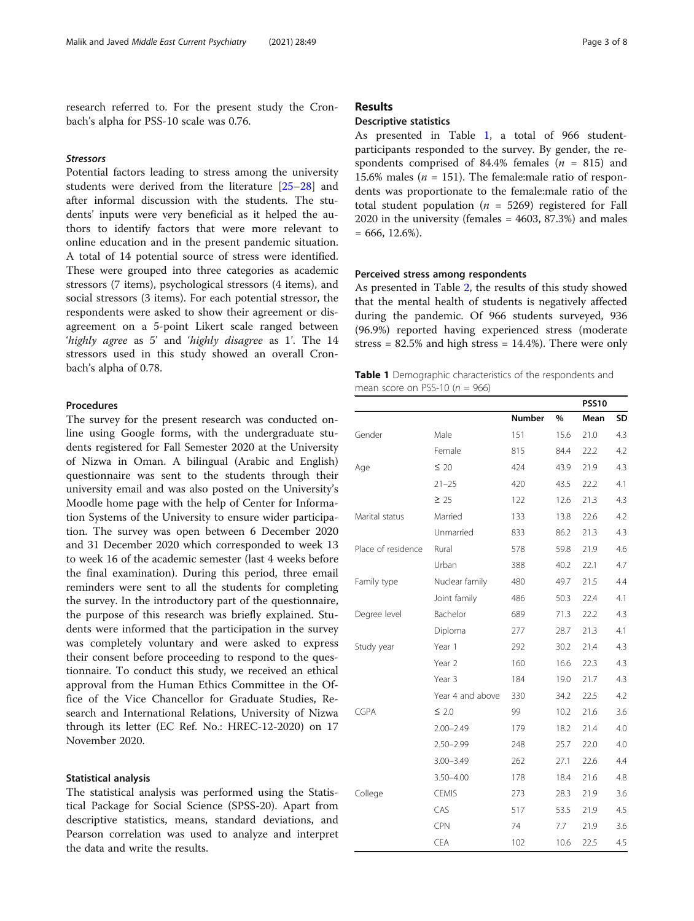research referred to. For the present study the Cronbach's alpha for PSS-10 scale was 0.76.

#### *Stressors*

Potential factors leading to stress among the university students were derived from the literature [25–28] and after informal discussion with the students. The students' inputs were very beneficial as it helped the authors to identify factors that were more relevant to online education and in the present pandemic situation. A total of 14 potential source of stress were identified. These were grouped into three categories as academic stressors (7 items), psychological stressors (4 items), and social stressors (3 items). For each potential stressor, the respondents were asked to show their agreement or disagreement on a 5-point Likert scale ranged between '*highly agree* as 5' and '*highly disagree* as 1'. The 14 stressors used in this study showed an overall Cronbach's alpha of 0.78.

### Procedures

The survey for the present research was conducted online using Google forms, with the undergraduate students registered for Fall Semester 2020 at the University of Nizwa in Oman. A bilingual (Arabic and English) questionnaire was sent to the students through their university email and was also posted on the University's Moodle home page with the help of Center for Information Systems of the University to ensure wider participation. The survey was open between 6 December 2020 and 31 December 2020 which corresponded to week 13 to week 16 of the academic semester (last 4 weeks before the final examination). During this period, three email reminders were sent to all the students for completing the survey. In the introductory part of the questionnaire, the purpose of this research was briefly explained. Students were informed that the participation in the survey was completely voluntary and were asked to express their consent before proceeding to respond to the questionnaire. To conduct this study, we received an ethical approval from the Human Ethics Committee in the Office of the Vice Chancellor for Graduate Studies, Research and International Relations, University of Nizwa through its letter (EC Ref. No.: HREC-12-2020) on 17 November 2020.

### Statistical analysis

The statistical analysis was performed using the Statistical Package for Social Science (SPSS-20). Apart from descriptive statistics, means, standard deviations, and Pearson correlation was used to analyze and interpret the data and write the results.

## Results

### Descriptive statistics

As presented in Table 1, a total of 966 student-participants responded to the survey. By gender, the respondents comprised of 84.4% females ($n$ = 815) and 15.6% males ($n$ = 151). The female:male ratio of respondents was proportionate to the female:male ratio of the total student population ($n$ = 5269) registered for Fall 2020 in the university (females = 4603, 87.3%) and males = 666, 12.6%).

### Perceived stress among respondents

As presented in Table 2, the results of this study showed that the mental health of students is negatively affected during the pandemic. Of 966 students surveyed, 936 (96.9%) reported having experienced stress (moderate stress = 82.5% and high stress = 14.4%). There were only

**Table 1** Demographic characteristics of the respondents and mean score on PSS-10 ($n$ = 966)

| | | | | PSS10 | |
|---|---|---|---|---|---|
| | | Number | % | Mean | SD |
| Gender | Male | 151 | 15.6 | 21.0 | 4.3 |
| | Female | 815 | 84.4 | 22.2 | 4.2 |
| Age | ≤ 20 | 424 | 43.9 | 21.9 | 4.3 |
| | 21–25 | 420 | 43.5 | 22.2 | 4.1 |
| | ≥ 25 | 122 | 12.6 | 21.3 | 4.3 |
| Marital status | Married | 133 | 13.8 | 22.6 | 4.2 |
| | Unmarried | 833 | 86.2 | 21.3 | 4.3 |
| Place of residence | Rural | 578 | 59.8 | 21.9 | 4.6 |
| | Urban | 388 | 40.2 | 22.1 | 4.7 |
| Family type | Nuclear family | 480 | 49.7 | 21.5 | 4.4 |
| | Joint family | 486 | 50.3 | 22.4 | 4.1 |
| Degree level | Bachelor | 689 | 71.3 | 22.2 | 4.3 |
| | Diploma | 277 | 28.7 | 21.3 | 4.1 |
| Study year | Year 1 | 292 | 30.2 | 21.4 | 4.3 |
| | Year 2 | 160 | 16.6 | 22.3 | 4.3 |
| | Year 3 | 184 | 19.0 | 21.7 | 4.3 |
| | Year 4 and above | 330 | 34.2 | 22.5 | 4.2 |
| CGPA | ≤ 2.0 | 99 | 10.2 | 21.6 | 3.6 |
| | 2.00–2.49 | 179 | 18.2 | 21.4 | 4.0 |
| | 2.50–2.99 | 248 | 25.7 | 22.0 | 4.0 |
| | 3.00–3.49 | 262 | 27.1 | 22.6 | 4.4 |
| | 3.50–4.00 | 178 | 18.4 | 21.6 | 4.8 |
| College | CEMIS | 273 | 28.3 | 21.9 | 3.6 |
| | CAS | 517 | 53.5 | 21.9 | 4.5 |
| | CPN | 74 | 7.7 | 21.9 | 3.6 |
| | CEA | 102 | 10.6 | 22.5 | 4.5 |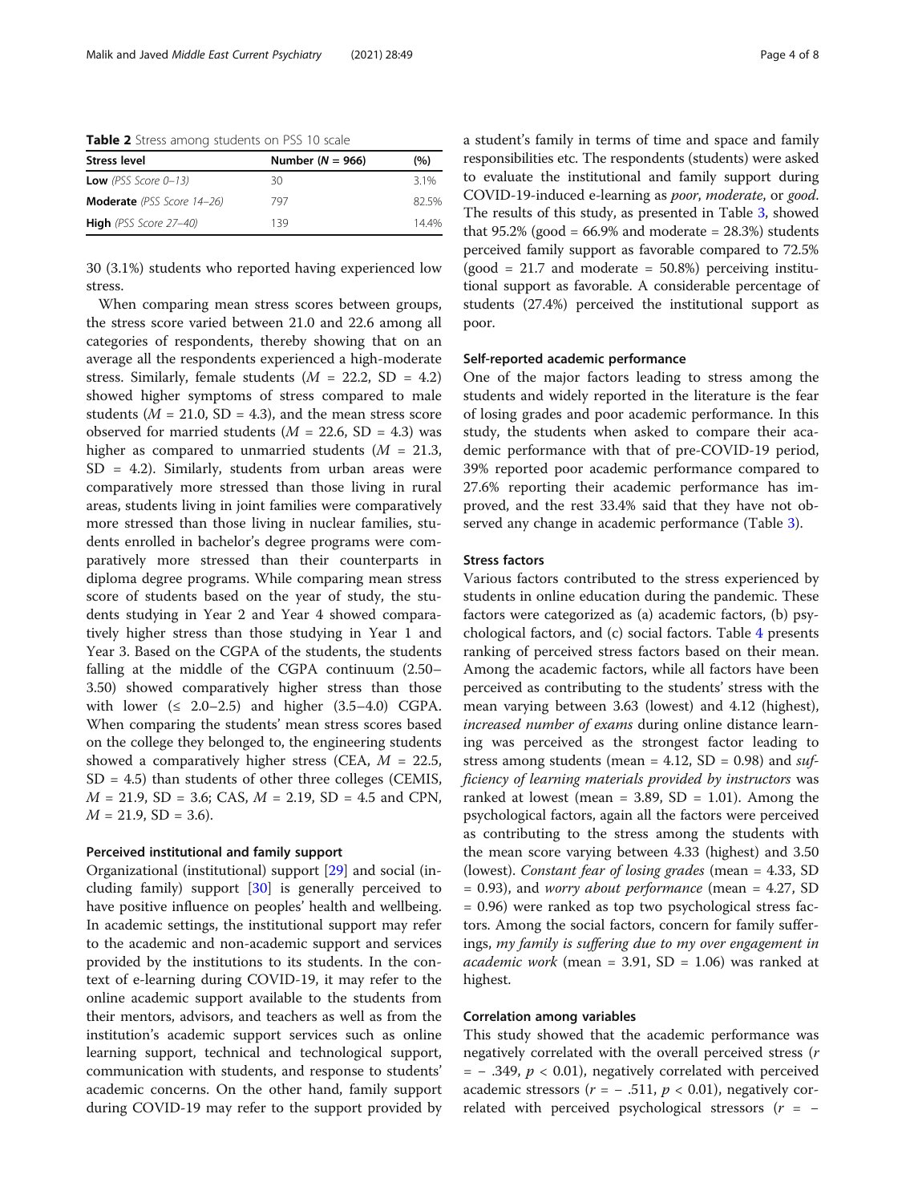Table 2 Stress among students on PSS 10 scale

| Stress level | Number ($N$ = 966) | (%) |
|---|---|---|
| **Low** *(PSS Score 0–13)* | 30 | 3.1% |
| **Moderate** *(PSS Score 14–26)* | 797 | 82.5% |
| **High** *(PSS Score 27–40)* | 139 | 14.4% |

30 (3.1%) students who reported having experienced low stress.

When comparing mean stress scores between groups, the stress score varied between 21.0 and 22.6 among all categories of respondents, thereby showing that on an average all the respondents experienced a high-moderate stress. Similarly, female students ($M$ = 22.2, SD = 4.2) showed higher symptoms of stress compared to male students ($M$ = 21.0, SD = 4.3), and the mean stress score observed for married students ($M$ = 22.6, SD = 4.3) was higher as compared to unmarried students ($M$ = 21.3, SD = 4.2). Similarly, students from urban areas were comparatively more stressed than those living in rural areas, students living in joint families were comparatively more stressed than those living in nuclear families, students enrolled in bachelor's degree programs were comparatively more stressed than their counterparts in diploma degree programs. While comparing mean stress score of students based on the year of study, the students studying in Year 2 and Year 4 showed comparatively higher stress than those studying in Year 1 and Year 3. Based on the CGPA of the students, the students falling at the middle of the CGPA continuum (2.50–3.50) showed comparatively higher stress than those with lower (≤ 2.0–2.5) and higher (3.5–4.0) CGPA. When comparing the students' mean stress scores based on the college they belonged to, the engineering students showed a comparatively higher stress (CEA, $M$ = 22.5, SD = 4.5) than students of other three colleges (CEMIS, $M$ = 21.9, SD = 3.6; CAS, $M$ = 2.19, SD = 4.5 and CPN, $M$ = 21.9, SD = 3.6).

### Perceived institutional and family support

Organizational (institutional) support [29] and social (including family) support [30] is generally perceived to have positive influence on peoples' health and wellbeing. In academic settings, the institutional support may refer to the academic and non-academic support and services provided by the institutions to its students. In the context of e-learning during COVID-19, it may refer to the online academic support available to the students from their mentors, advisors, and teachers as well as from the institution's academic support services such as online learning support, technical and technological support, communication with students, and response to students' academic concerns. On the other hand, family support during COVID-19 may refer to the support provided by a student's family in terms of time and space and family responsibilities etc. The respondents (students) were asked to evaluate the institutional and family support during COVID-19-induced e-learning as *poor*, *moderate*, or *good*. The results of this study, as presented in Table 3, showed that 95.2% (good = 66.9% and moderate = 28.3%) students perceived family support as favorable compared to 72.5% (good = 21.7 and moderate = 50.8%) perceiving institutional support as favorable. A considerable percentage of students (27.4%) perceived the institutional support as poor.

### Self-reported academic performance

One of the major factors leading to stress among the students and widely reported in the literature is the fear of losing grades and poor academic performance. In this study, the students when asked to compare their academic performance with that of pre-COVID-19 period, 39% reported poor academic performance compared to 27.6% reporting their academic performance has improved, and the rest 33.4% said that they have not observed any change in academic performance (Table 3).

### Stress factors

Various factors contributed to the stress experienced by students in online education during the pandemic. These factors were categorized as (a) academic factors, (b) psychological factors, and (c) social factors. Table 4 presents ranking of perceived stress factors based on their mean. Among the academic factors, while all factors have been perceived as contributing to the students' stress with the mean varying between 3.63 (lowest) and 4.12 (highest), *increased number of exams* during online distance learning was perceived as the strongest factor leading to stress among students (mean = 4.12, SD = 0.98) and *sufficiency of learning materials provided by instructors* was ranked at lowest (mean = 3.89, SD = 1.01). Among the psychological factors, again all the factors were perceived as contributing to the stress among the students with the mean score varying between 4.33 (highest) and 3.50 (lowest). *Constant fear of losing grades* (mean = 4.33, SD = 0.93), and *worry about performance* (mean = 4.27, SD = 0.96) were ranked as top two psychological stress factors. Among the social factors, concern for family sufferings, *my family is suffering due to my over engagement in academic work* (mean = 3.91, SD = 1.06) was ranked at highest.

### Correlation among variables

This study showed that the academic performance was negatively correlated with the overall perceived stress ($r$ = − .349, $p$ < 0.01), negatively correlated with perceived academic stressors ($r$ = − .511, $p$ < 0.01), negatively correlated with perceived psychological stressors ($r$ = −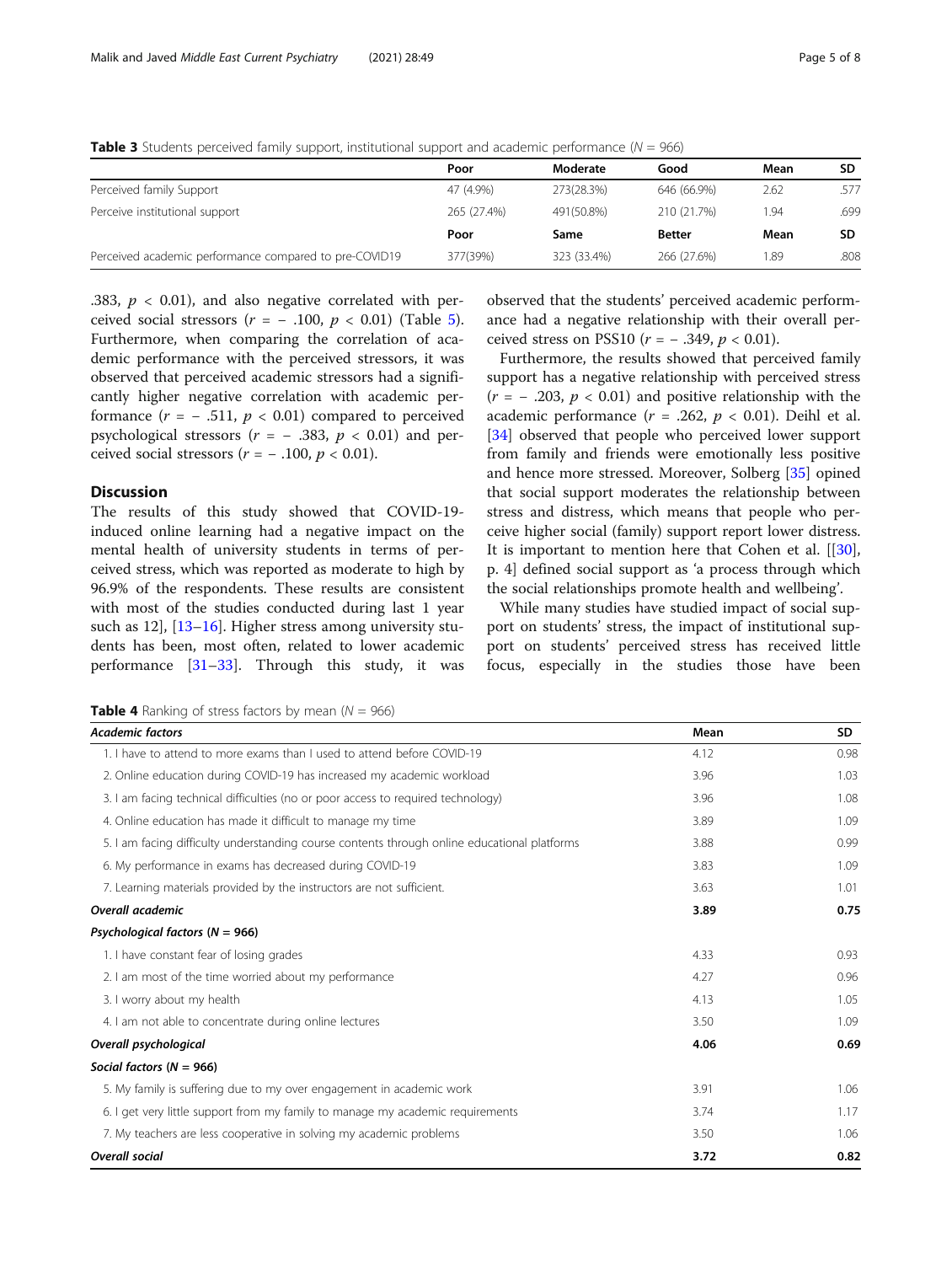**Table 3** Students perceived family support, institutional support and academic performance ($N$ = 966)

| | Poor | Moderate | Good | Mean | SD |
|---|---|---|---|---|---|
| Perceived family Support | 47 (4.9%) | 273(28.3%) | 646 (66.9%) | 2.62 | .577 |
| Perceive institutional support | 265 (27.4%) | 491(50.8%) | 210 (21.7%) | 1.94 | .699 |
| | **Poor** | **Same** | **Better** | **Mean** | **SD** |
| Perceived academic performance compared to pre-COVID19 | 377(39%) | 323 (33.4%) | 266 (27.6%) | 1.89 | .808 |

.383, $p < 0.01$), and also negative correlated with perceived social stressors ($r = -.100$, $p < 0.01$) (Table 5). Furthermore, when comparing the correlation of academic performance with the perceived stressors, it was observed that perceived academic stressors had a significantly higher negative correlation with academic performance ($r = -.511$, $p < 0.01$) compared to perceived psychological stressors ($r = -.383$, $p < 0.01$) and perceived social stressors ($r = -.100$, $p < 0.01$).

## Discussion

The results of this study showed that COVID-19-induced online learning had a negative impact on the mental health of university students in terms of perceived stress, which was reported as moderate to high by 96.9% of the respondents. These results are consistent with most of the studies conducted during last 1 year such as 12], [13–16]. Higher stress among university students has been, most often, related to lower academic performance [31–33]. Through this study, it was observed that the students' perceived academic performance had a negative relationship with their overall perceived stress on PSS10 ($r = -.349$, $p < 0.01$).

Furthermore, the results showed that perceived family support has a negative relationship with perceived stress ($r = -.203$, $p < 0.01$) and positive relationship with the academic performance ($r = .262$, $p < 0.01$). Deihl et al. [34] observed that people who perceived lower support from family and friends were emotionally less positive and hence more stressed. Moreover, Solberg [35] opined that social support moderates the relationship between stress and distress, which means that people who perceive higher social (family) support report lower distress. It is important to mention here that Cohen et al. [[30], p. 4] defined social support as 'a process through which the social relationships promote health and wellbeing'.

While many studies have studied impact of social support on students' stress, the impact of institutional support on students' perceived stress has received little focus, especially in the studies those have been

**Table 4** Ranking of stress factors by mean ($N$ = 966)

| *Academic factors* | Mean | SD |
|---|---|---|
| 1. I have to attend to more exams than I used to attend before COVID-19 | 4.12 | 0.98 |
| 2. Online education during COVID-19 has increased my academic workload | 3.96 | 1.03 |
| 3. I am facing technical difficulties (no or poor access to required technology) | 3.96 | 1.08 |
| 4. Online education has made it difficult to manage my time | 3.89 | 1.09 |
| 5. I am facing difficulty understanding course contents through online educational platforms | 3.88 | 0.99 |
| 6. My performance in exams has decreased during COVID-19 | 3.83 | 1.09 |
| 7. Learning materials provided by the instructors are not sufficient. | 3.63 | 1.01 |
| ***Overall academic*** | **3.89** | **0.75** |
| ***Psychological factors (N = 966)*** | | |
| 1. I have constant fear of losing grades | 4.33 | 0.93 |
| 2. I am most of the time worried about my performance | 4.27 | 0.96 |
| 3. I worry about my health | 4.13 | 1.05 |
| 4. I am not able to concentrate during online lectures | 3.50 | 1.09 |
| ***Overall psychological*** | **4.06** | **0.69** |
| ***Social factors (N = 966)*** | | |
| 5. My family is suffering due to my over engagement in academic work | 3.91 | 1.06 |
| 6. I get very little support from my family to manage my academic requirements | 3.74 | 1.17 |
| 7. My teachers are less cooperative in solving my academic problems | 3.50 | 1.06 |
| ***Overall social*** | **3.72** | **0.82** |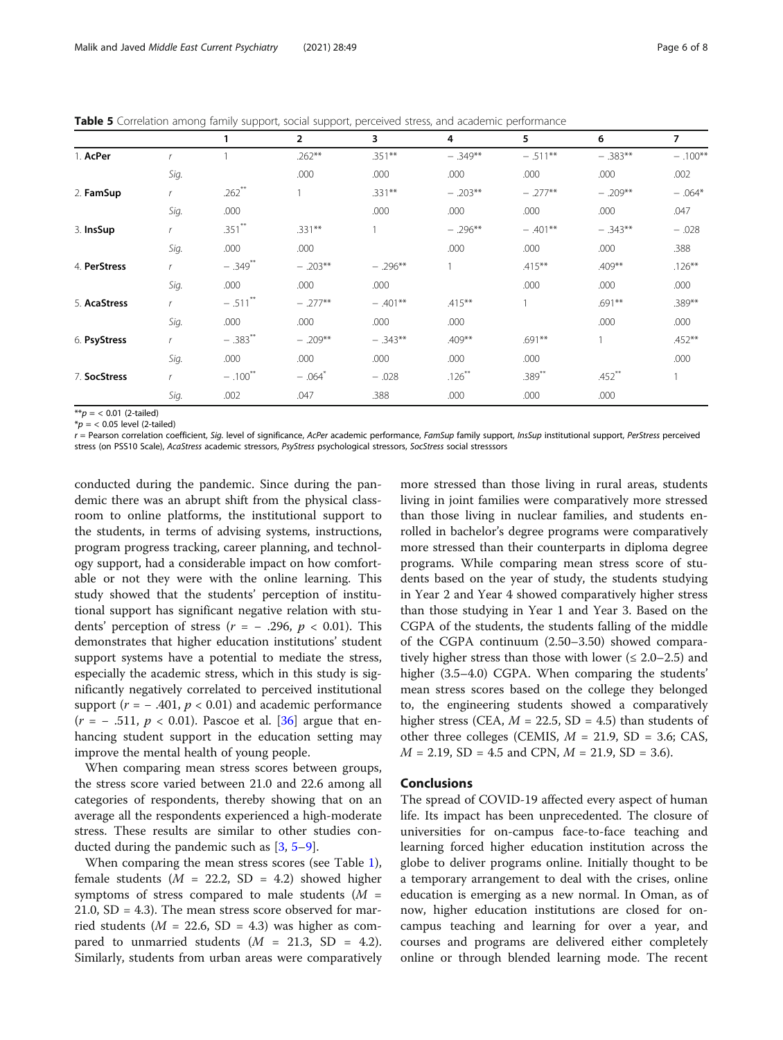**Table 5** Correlation among family support, social support, perceived stress, and academic performance

| | | 1 | 2 | 3 | 4 | 5 | 6 | 7 |
|---|---|---|---|---|---|---|---|---|
| 1. **AcPer** | *r* | 1 | .262** | .351** | − .349** | − .511** | − .383** | − .100** |
| | *Sig.* | | .000 | .000 | .000 | .000 | .000 | .002 |
| 2. **FamSup** | *r* | .262** | 1 | .331** | − .203** | − .277** | − .209** | − .064* |
| | *Sig.* | .000 | | .000 | .000 | .000 | .000 | .047 |
| 3. **InsSup** | *r* | .351** | .331** | 1 | − .296** | − .401** | − .343** | − .028 |
| | *Sig.* | .000 | .000 | | .000 | .000 | .000 | .388 |
| 4. **PerStress** | *r* | − .349** | − .203** | − .296** | 1 | .415** | .409** | .126** |
| | *Sig.* | .000 | .000 | .000 | | .000 | .000 | .000 |
| 5. **AcaStress** | *r* | − .511** | − .277** | − .401** | .415** | 1 | .691** | .389** |
| | *Sig.* | .000 | .000 | .000 | .000 | | .000 | .000 |
| 6. **PsyStress** | *r* | − .383** | − .209** | − .343** | .409** | .691** | 1 | .452** |
| | *Sig.* | .000 | .000 | .000 | .000 | .000 | | .000 |
| 7. **SocStress** | *r* | − .100** | − .064* | − .028 | .126** | .389** | .452** | 1 |
| | *Sig.* | .002 | .047 | .388 | .000 | .000 | .000 | |

**$p$ = < 0.01 (2-tailed)
*$p$ = < 0.05 level (2-tailed)
$r$ = Pearson correlation coefficient, *Sig.* level of significance, *AcPer* academic performance, *FamSup* family support, *InsSup* institutional support, *PerStress* perceived stress (on PSS10 Scale), *AcaStress* academic stressors, *PsyStress* psychological stressors, *SocStress* social stresssors

conducted during the pandemic. Since during the pandemic there was an abrupt shift from the physical classroom to online platforms, the institutional support to the students, in terms of advising systems, instructions, program progress tracking, career planning, and technology support, had a considerable impact on how comfortable or not they were with the online learning. This study showed that the students' perception of institutional support has significant negative relation with students' perception of stress ($r = -.296$, $p < 0.01$). This demonstrates that higher education institutions' student support systems have a potential to mediate the stress, especially the academic stress, which in this study is significantly negatively correlated to perceived institutional support ($r = -.401$, $p < 0.01$) and academic performance ($r = -.511$, $p < 0.01$). Pascoe et al. [36] argue that enhancing student support in the education setting may improve the mental health of young people.

When comparing mean stress scores between groups, the stress score varied between 21.0 and 22.6 among all categories of respondents, thereby showing that on an average all the respondents experienced a high-moderate stress. These results are similar to other studies conducted during the pandemic such as [3, 5–9].

When comparing the mean stress scores (see Table 1), female students ($M$ = 22.2, SD = 4.2) showed higher symptoms of stress compared to male students ($M$ = 21.0, SD = 4.3). The mean stress score observed for married students ($M$ = 22.6, SD = 4.3) was higher as compared to unmarried students ($M$ = 21.3, SD = 4.2). Similarly, students from urban areas were comparatively more stressed than those living in rural areas, students living in joint families were comparatively more stressed than those living in nuclear families, and students enrolled in bachelor's degree programs were comparatively more stressed than their counterparts in diploma degree programs. While comparing mean stress score of students based on the year of study, the students studying in Year 2 and Year 4 showed comparatively higher stress than those studying in Year 1 and Year 3. Based on the CGPA of the students, the students falling of the middle of the CGPA continuum (2.50–3.50) showed comparatively higher stress than those with lower (≤ 2.0–2.5) and higher (3.5–4.0) CGPA. When comparing the students' mean stress scores based on the college they belonged to, the engineering students showed a comparatively higher stress (CEA, $M$ = 22.5, SD = 4.5) than students of other three colleges (CEMIS, $M$ = 21.9, SD = 3.6; CAS, $M$ = 2.19, SD = 4.5 and CPN, $M$ = 21.9, SD = 3.6).

## Conclusions

The spread of COVID-19 affected every aspect of human life. Its impact has been unprecedented. The closure of universities for on-campus face-to-face teaching and learning forced higher education institution across the globe to deliver programs online. Initially thought to be a temporary arrangement to deal with the crises, online education is emerging as a new normal. In Oman, as of now, higher education institutions are closed for on-campus teaching and learning for over a year, and courses and programs are delivered either completely online or through blended learning mode. The recent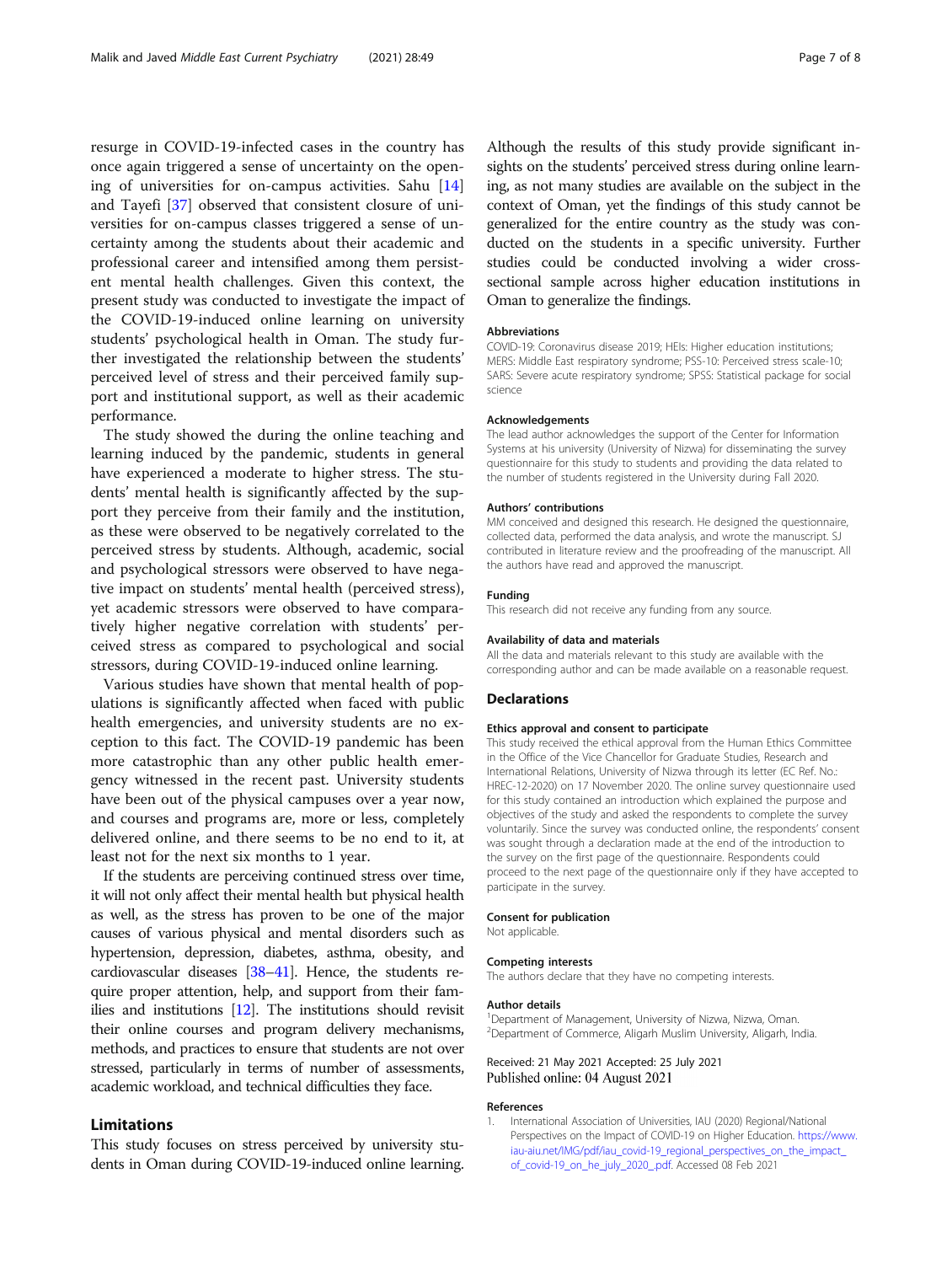resurge in COVID-19-infected cases in the country has once again triggered a sense of uncertainty on the opening of universities for on-campus activities. Sahu [14] and Tayefi [37] observed that consistent closure of universities for on-campus classes triggered a sense of uncertainty among the students about their academic and professional career and intensified among them persistent mental health challenges. Given this context, the present study was conducted to investigate the impact of the COVID-19-induced online learning on university students' psychological health in Oman. The study further investigated the relationship between the students' perceived level of stress and their perceived family support and institutional support, as well as their academic performance.

The study showed the during the online teaching and learning induced by the pandemic, students in general have experienced a moderate to higher stress. The students' mental health is significantly affected by the support they perceive from their family and the institution, as these were observed to be negatively correlated to the perceived stress by students. Although, academic, social and psychological stressors were observed to have negative impact on students' mental health (perceived stress), yet academic stressors were observed to have comparatively higher negative correlation with students' perceived stress as compared to psychological and social stressors, during COVID-19-induced online learning.

Various studies have shown that mental health of populations is significantly affected when faced with public health emergencies, and university students are no exception to this fact. The COVID-19 pandemic has been more catastrophic than any other public health emergency witnessed in the recent past. University students have been out of the physical campuses over a year now, and courses and programs are, more or less, completely delivered online, and there seems to be no end to it, at least not for the next six months to 1 year.

If the students are perceiving continued stress over time, it will not only affect their mental health but physical health as well, as the stress has proven to be one of the major causes of various physical and mental disorders such as hypertension, depression, diabetes, asthma, obesity, and cardiovascular diseases [38–41]. Hence, the students require proper attention, help, and support from their families and institutions [12]. The institutions should revisit their online courses and program delivery mechanisms, methods, and practices to ensure that students are not over stressed, particularly in terms of number of assessments, academic workload, and technical difficulties they face.

## Limitations

This study focuses on stress perceived by university students in Oman during COVID-19-induced online learning. Although the results of this study provide significant insights on the students' perceived stress during online learning, as not many studies are available on the subject in the context of Oman, yet the findings of this study cannot be generalized for the entire country as the study was conducted on the students in a specific university. Further studies could be conducted involving a wider cross-sectional sample across higher education institutions in Oman to generalize the findings.

### Abbreviations

COVID-19: Coronavirus disease 2019; HEIs: Higher education institutions; MERS: Middle East respiratory syndrome; PSS-10: Perceived stress scale-10; SARS: Severe acute respiratory syndrome; SPSS: Statistical package for social science

### Acknowledgements

The lead author acknowledges the support of the Center for Information Systems at his university (University of Nizwa) for disseminating the survey questionnaire for this study to students and providing the data related to the number of students registered in the University during Fall 2020.

### Authors' contributions

MM conceived and designed this research. He designed the questionnaire, collected data, performed the data analysis, and wrote the manuscript. SJ contributed in literature review and the proofreading of the manuscript. All the authors have read and approved the manuscript.

### Funding

This research did not receive any funding from any source.

### Availability of data and materials

All the data and materials relevant to this study are available with the corresponding author and can be made available on a reasonable request.

## Declarations

### Ethics approval and consent to participate

This study received the ethical approval from the Human Ethics Committee in the Office of the Vice Chancellor for Graduate Studies, Research and International Relations, University of Nizwa through its letter (EC Ref. No.: HREC-12-2020) on 17 November 2020. The online survey questionnaire used for this study contained an introduction which explained the purpose and objectives of the study and asked the respondents to complete the survey voluntarily. Since the survey was conducted online, the respondents' consent was sought through a declaration made at the end of the introduction to the survey on the first page of the questionnaire. Respondents could proceed to the next page of the questionnaire only if they have accepted to participate in the survey.

### Consent for publication

Not applicable.

### Competing interests

The authors declare that they have no competing interests.

### Author details

[1]Department of Management, University of Nizwa, Nizwa, Oman. [2]Department of Commerce, Aligarh Muslim University, Aligarh, India.

Received: 21 May 2021 Accepted: 25 July 2021
Published online: 04 August 2021

### References

1. International Association of Universities, IAU (2020) Regional/National Perspectives on the Impact of COVID-19 on Higher Education. https://www.iau-aiu.net/IMG/pdf/iau_covid-19_regional_perspectives_on_the_impact_of_covid-19_on_he_july_2020_.pdf. Accessed 08 Feb 2021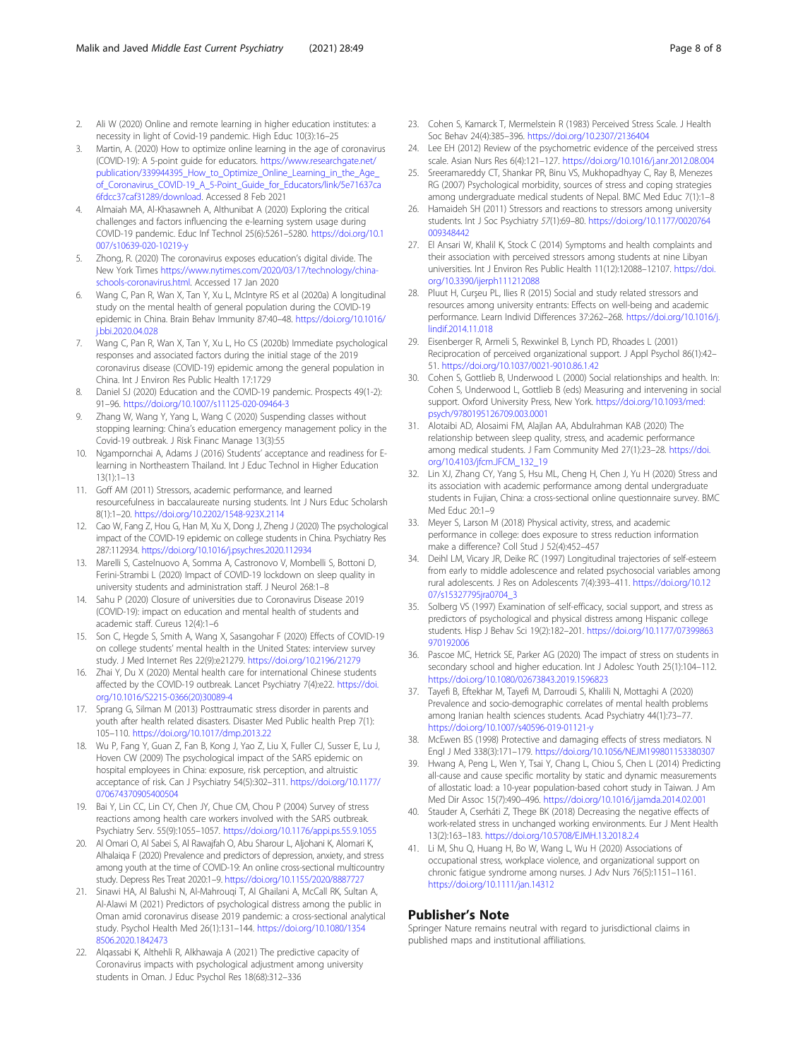2. Ali W (2020) Online and remote learning in higher education institutes: a necessity in light of Covid-19 pandemic. High Educ 10(3):16–25
3. Martin, A. (2020) How to optimize online learning in the age of coronavirus (COVID-19): A 5-point guide for educators. https://www.researchgate.net/publication/339944395_How_to_Optimize_Online_Learning_in_the_Age_of_Coronavirus_COVID-19_A_5-Point_Guide_for_Educators/link/5e71637ca6fdcc37caf31289/download. Accessed 8 Feb 2021
4. Almaiah MA, Al-Khasawneh A, Althunibat A (2020) Exploring the critical challenges and factors influencing the e-learning system usage during COVID-19 pandemic. Educ Inf Technol 25(6):5261–5280. https://doi.org/10.1007/s10639-020-10219-y
5. Zhong, R. (2020) The coronavirus exposes education's digital divide. The New York Times https://www.nytimes.com/2020/03/17/technology/china-schools-coronavirus.html. Accessed 17 Jan 2020
6. Wang C, Pan R, Wan X, Tan Y, Xu L, McIntyre RS et al (2020a) A longitudinal study on the mental health of general population during the COVID-19 epidemic in China. Brain Behav Immunity 87:40–48. https://doi.org/10.1016/j.bbi.2020.04.028
7. Wang C, Pan R, Wan X, Tan Y, Xu L, Ho CS (2020b) Immediate psychological responses and associated factors during the initial stage of the 2019 coronavirus disease (COVID-19) epidemic among the general population in China. Int J Environ Res Public Health 17:1729
8. Daniel SJ (2020) Education and the COVID-19 pandemic. Prospects 49(1-2): 91–96. https://doi.org/10.1007/s11125-020-09464-3
9. Zhang W, Wang Y, Yang L, Wang C (2020) Suspending classes without stopping learning: China's education emergency management policy in the Covid-19 outbreak. J Risk Financ Manage 13(3):55
10. Ngampornchai A, Adams J (2016) Students' acceptance and readiness for E-learning in Northeastern Thailand. Int J Educ Technol in Higher Education 13(1):1–13
11. Goff AM (2011) Stressors, academic performance, and learned resourcefulness in baccalaureate nursing students. Int J Nurs Educ Scholarsh 8(1):1–20. https://doi.org/10.2202/1548-923X.2114
12. Cao W, Fang Z, Hou G, Han M, Xu X, Dong J, Zheng J (2020) The psychological impact of the COVID-19 epidemic on college students in China. Psychiatry Res 287:112934. https://doi.org/10.1016/j.psychres.2020.112934
13. Marelli S, Castelnuovo A, Somma A, Castronovo V, Mombelli S, Bottoni D, Ferini-Strambi L (2020) Impact of COVID-19 lockdown on sleep quality in university students and administration staff. J Neurol 268:1–8
14. Sahu P (2020) Closure of universities due to Coronavirus Disease 2019 (COVID-19): impact on education and mental health of students and academic staff. Cureus 12(4):1–6
15. Son C, Hegde S, Smith A, Wang X, Sasangohar F (2020) Effects of COVID-19 on college students' mental health in the United States: interview survey study. J Med Internet Res 22(9):e21279. https://doi.org/10.2196/21279
16. Zhai Y, Du X (2020) Mental health care for international Chinese students affected by the COVID-19 outbreak. Lancet Psychiatry 7(4):e22. https://doi.org/10.1016/S2215-0366(20)30089-4
17. Sprang G, Silman M (2013) Posttraumatic stress disorder in parents and youth after health related disasters. Disaster Med Public health Prep 7(1): 105–110. https://doi.org/10.1017/dmp.2013.22
18. Wu P, Fang Y, Guan Z, Fan B, Kong J, Yao Z, Liu X, Fuller CJ, Susser E, Lu J, Hoven CW (2009) The psychological impact of the SARS epidemic on hospital employees in China: exposure, risk perception, and altruistic acceptance of risk. Can J Psychiatry 54(5):302–311. https://doi.org/10.1177/070674370905400504
19. Bai Y, Lin CC, Lin CY, Chen JY, Chue CM, Chou P (2004) Survey of stress reactions among health care workers involved with the SARS outbreak. Psychiatry Serv. 55(9):1055–1057. https://doi.org/10.1176/appi.ps.55.9.1055
20. Al Omari O, Al Sabei S, Al Rawajfah O, Abu Sharour L, Aljohani K, Alomari K, Alhalaiqa F (2020) Prevalence and predictors of depression, anxiety, and stress among youth at the time of COVID-19: An online cross-sectional multicountry study. Depress Res Treat 2020:1–9. https://doi.org/10.1155/2020/8887727
21. Sinawi HA, Al Balushi N, Al-Mahrouqi T, Al Ghailani A, McCall RK, Sultan A, Al-Alawi M (2021) Predictors of psychological distress among the public in Oman amid coronavirus disease 2019 pandemic: a cross-sectional analytical study. Psychol Health Med 26(1):131–144. https://doi.org/10.1080/13548506.2020.1842473
22. Alqassabi K, Althehli R, Alkhawaja A (2021) The predictive capacity of Coronavirus impacts with psychological adjustment among university students in Oman. J Educ Psychol Res 18(68):312–336
23. Cohen S, Kamarck T, Mermelstein R (1983) Perceived Stress Scale. J Health Soc Behav 24(4):385–396. https://doi.org/10.2307/2136404
24. Lee EH (2012) Review of the psychometric evidence of the perceived stress scale. Asian Nurs Res 6(4):121–127. https://doi.org/10.1016/j.anr.2012.08.004
25. Sreeramareddy CT, Shankar PR, Binu VS, Mukhopadhyay C, Ray B, Menezes RG (2007) Psychological morbidity, sources of stress and coping strategies among undergraduate medical students of Nepal. BMC Med Educ 7(1):1–8
26. Hamaideh SH (2011) Stressors and reactions to stressors among university students. Int J Soc Psychiatry 57(1):69–80. https://doi.org/10.1177/0020764009348442
27. El Ansari W, Khalil K, Stock C (2014) Symptoms and health complaints and their association with perceived stressors among students at nine Libyan universities. Int J Environ Res Public Health 11(12):12088–12107. https://doi.org/10.3390/ijerph111212088
28. Pluut H, Curşeu PL, Ilies R (2015) Social and study related stressors and resources among university entrants: Effects on well-being and academic performance. Learn Individ Differences 37:262–268. https://doi.org/10.1016/j.lindif.2014.11.018
29. Eisenberger R, Armeli S, Rexwinkel B, Lynch PD, Rhoades L (2001) Reciprocation of perceived organizational support. J Appl Psychol 86(1):42–51. https://doi.org/10.1037/0021-9010.86.1.42
30. Cohen S, Gottlieb B, Underwood L (2000) Social relationships and health. In: Cohen S, Underwood L, Gottlieb B (eds) Measuring and intervening in social support. Oxford University Press, New York. https://doi.org/10.1093/med:psych/9780195126709.003.0001
31. Alotaibi AD, Alosaimi FM, Alajlan AA, Abdulrahman KAB (2020) The relationship between sleep quality, stress, and academic performance among medical students. J Fam Community Med 27(1):23–28. https://doi.org/10.4103/jfcm.JFCM_132_19
32. Lin XJ, Zhang CY, Yang S, Hsu ML, Cheng H, Chen J, Yu H (2020) Stress and its association with academic performance among dental undergraduate students in Fujian, China: a cross-sectional online questionnaire survey. BMC Med Educ 20:1–9
33. Meyer S, Larson M (2018) Physical activity, stress, and academic performance in college: does exposure to stress reduction information make a difference? Coll Stud J 52(4):452–457
34. Deihl LM, Vicary JR, Deike RC (1997) Longitudinal trajectories of self-esteem from early to middle adolescence and related psychosocial variables among rural adolescents. J Res on Adolescents 7(4):393–411. https://doi.org/10.1207/s15327795jra0704_3
35. Solberg VS (1997) Examination of self-efficacy, social support, and stress as predictors of psychological and physical distress among Hispanic college students. Hisp J Behav Sci 19(2):182–201. https://doi.org/10.1177/07399863970192006
36. Pascoe MC, Hetrick SE, Parker AG (2020) The impact of stress on students in secondary school and higher education. Int J Adolesc Youth 25(1):104–112. https://doi.org/10.1080/02673843.2019.1596823
37. Tayefi B, Eftekhar M, Tayefi M, Darroudi S, Khalili N, Mottaghi A (2020) Prevalence and socio-demographic correlates of mental health problems among Iranian health sciences students. Acad Psychiatry 44(1):73–77. https://doi.org/10.1007/s40596-019-01121-y
38. McEwen BS (1998) Protective and damaging effects of stress mediators. N Engl J Med 338(3):171–179. https://doi.org/10.1056/NEJM199801153380307
39. Hwang A, Peng L, Wen Y, Tsai Y, Chang L, Chiou S, Chen L (2014) Predicting all-cause and cause specific mortality by static and dynamic measurements of allostatic load: a 10-year population-based cohort study in Taiwan. J Am Med Dir Assoc 15(7):490–496. https://doi.org/10.1016/j.jamda.2014.02.001
40. Stauder A, Cserháti Z, Thege BK (2018) Decreasing the negative effects of work-related stress in unchanged working environments. Eur J Ment Health 13(2):163–183. https://doi.org/10.5708/EJMH.13.2018.2.4
41. Li M, Shu Q, Huang H, Bo W, Wang L, Wu H (2020) Associations of occupational stress, workplace violence, and organizational support on chronic fatigue syndrome among nurses. J Adv Nurs 76(5):1151–1161. https://doi.org/10.1111/jan.14312

## Publisher's Note

Springer Nature remains neutral with regard to jurisdictional claims in published maps and institutional affiliations.